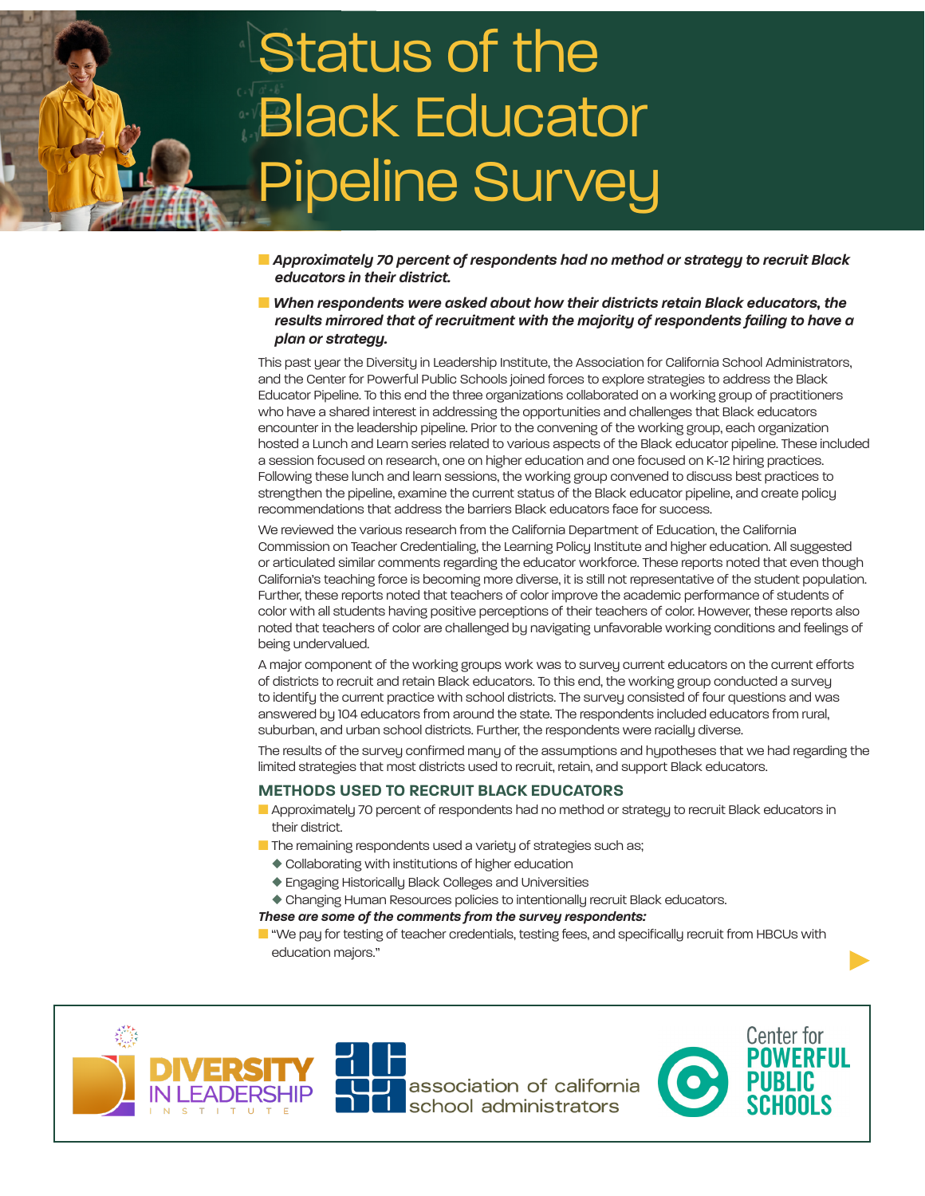# Status of the Black Educator Pipeline Survey

- ***Approximately 70 percent of respondents had no method or strategy to recruit Black educators in their district.***
- ***When respondents were asked about how their districts retain Black educators, the results mirrored that of recruitment with the majority of respondents failing to have a plan or strategy.***

This past year the Diversity in Leadership Institute, the Association for California School Administrators, and the Center for Powerful Public Schools joined forces to explore strategies to address the Black Educator Pipeline. To this end the three organizations collaborated on a working group of practitioners who have a shared interest in addressing the opportunities and challenges that Black educators encounter in the leadership pipeline. Prior to the convening of the working group, each organization hosted a Lunch and Learn series related to various aspects of the Black educator pipeline. These included a session focused on research, one on higher education and one focused on K-12 hiring practices. Following these lunch and learn sessions, the working group convened to discuss best practices to strengthen the pipeline, examine the current status of the Black educator pipeline, and create policy recommendations that address the barriers Black educators face for success.

We reviewed the various research from the California Department of Education, the California Commission on Teacher Credentialing, the Learning Policy Institute and higher education. All suggested or articulated similar comments regarding the educator workforce. These reports noted that even though California's teaching force is becoming more diverse, it is still not representative of the student population. Further, these reports noted that teachers of color improve the academic performance of students of color with all students having positive perceptions of their teachers of color. However, these reports also noted that teachers of color are challenged by navigating unfavorable working conditions and feelings of being undervalued.

A major component of the working groups work was to survey current educators on the current efforts of districts to recruit and retain Black educators. To this end, the working group conducted a survey to identify the current practice with school districts. The survey consisted of four questions and was answered by 104 educators from around the state. The respondents included educators from rural, suburban, and urban school districts. Further, the respondents were racially diverse.

The results of the survey confirmed many of the assumptions and hypotheses that we had regarding the limited strategies that most districts used to recruit, retain, and support Black educators.

## METHODS USED TO RECRUIT BLACK EDUCATORS

- Approximately 70 percent of respondents had no method or strategy to recruit Black educators in their district.
- The remaining respondents used a variety of strategies such as;
  - Collaborating with institutions of higher education
  - Engaging Historically Black Colleges and Universities
  - Changing Human Resources policies to intentionally recruit Black educators.

***These are some of the comments from the survey respondents:***

- "We pay for testing of teacher credentials, testing fees, and specifically recruit from HBCUs with education majors."

DIVERSITY IN LEADERSHIP INSTITUTE | association of california school administrators | Center for POWERFUL PUBLIC SCHOOLS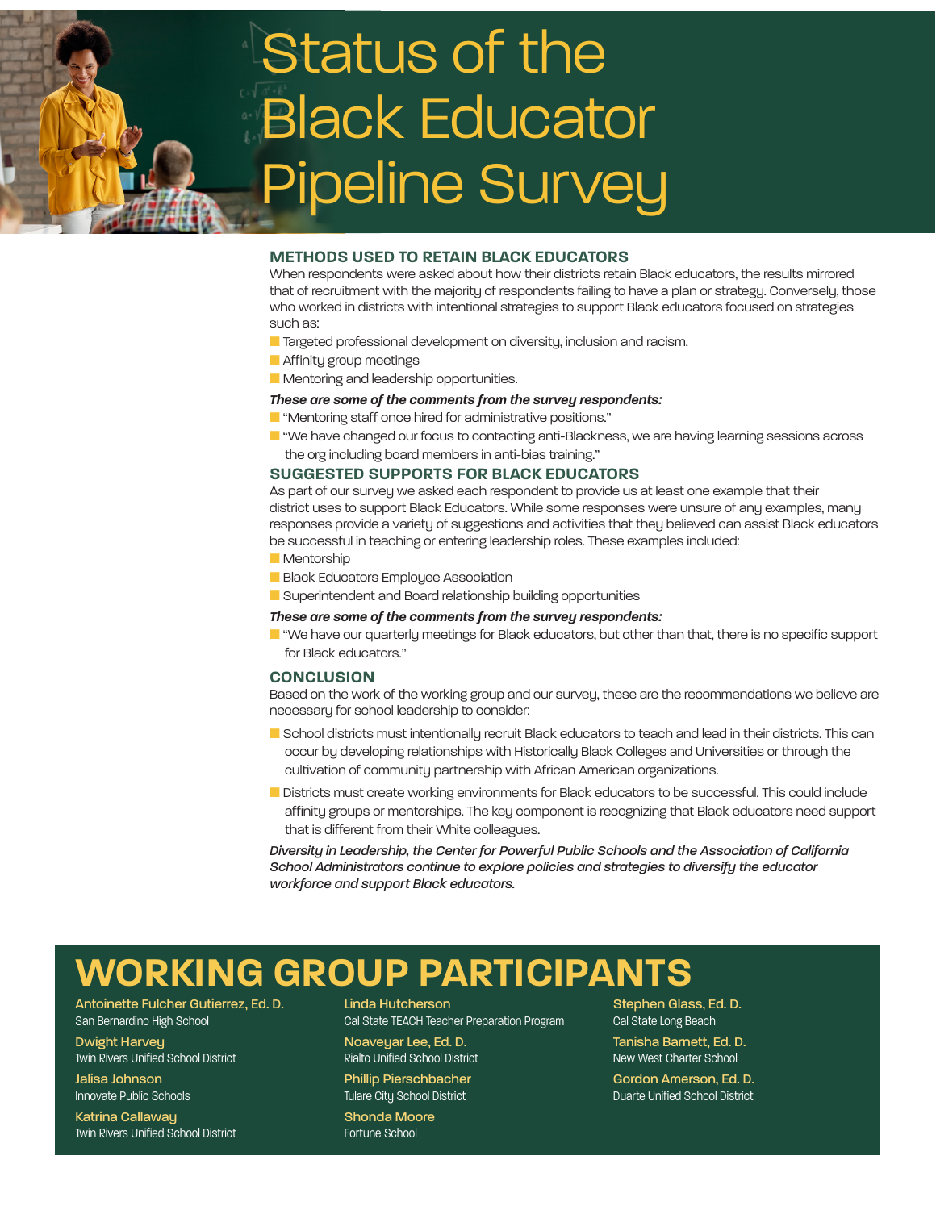# Status of the Black Educator Pipeline Survey

## METHODS USED TO RETAIN BLACK EDUCATORS

When respondents were asked about how their districts retain Black educators, the results mirrored that of recruitment with the majority of respondents failing to have a plan or strategy. Conversely, those who worked in districts with intentional strategies to support Black educators focused on strategies such as:

- Targeted professional development on diversity, inclusion and racism.
- Affinity group meetings
- Mentoring and leadership opportunities.

***These are some of the comments from the survey respondents:***

- "Mentoring staff once hired for administrative positions."
- "We have changed our focus to contacting anti-Blackness, we are having learning sessions across the org including board members in anti-bias training."

## SUGGESTED SUPPORTS FOR BLACK EDUCATORS

As part of our survey we asked each respondent to provide us at least one example that their district uses to support Black Educators. While some responses were unsure of any examples, many responses provide a variety of suggestions and activities that they believed can assist Black educators be successful in teaching or entering leadership roles. These examples included:

- Mentorship
- Black Educators Employee Association
- Superintendent and Board relationship building opportunities

***These are some of the comments from the survey respondents:***

- "We have our quarterly meetings for Black educators, but other than that, there is no specific support for Black educators."

## CONCLUSION

Based on the work of the working group and our survey, these are the recommendations we believe are necessary for school leadership to consider:

- School districts must intentionally recruit Black educators to teach and lead in their districts. This can occur by developing relationships with Historically Black Colleges and Universities or through the cultivation of community partnership with African American organizations.
- Districts must create working environments for Black educators to be successful. This could include affinity groups or mentorships. The key component is recognizing that Black educators need support that is different from their White colleagues.

***Diversity in Leadership, the Center for Powerful Public Schools and the Association of California School Administrators continue to explore policies and strategies to diversify the educator workforce and support Black educators.***

# WORKING GROUP PARTICIPANTS

**Antoinette Fulcher Gutierrez, Ed. D.**
San Bernardino High School

**Dwight Harvey**
Twin Rivers Unified School District

**Jalisa Johnson**
Innovate Public Schools

**Katrina Callaway**
Twin Rivers Unified School District

**Linda Hutcherson**
Cal State TEACH Teacher Preparation Program

**Noaveyar Lee, Ed. D.**
Rialto Unified School District

**Phillip Pierschbacher**
Tulare City School District

**Shonda Moore**
Fortune School

**Stephen Glass, Ed. D.**
Cal State Long Beach

**Tanisha Barnett, Ed. D.**
New West Charter School

**Gordon Amerson, Ed. D.**
Duarte Unified School District